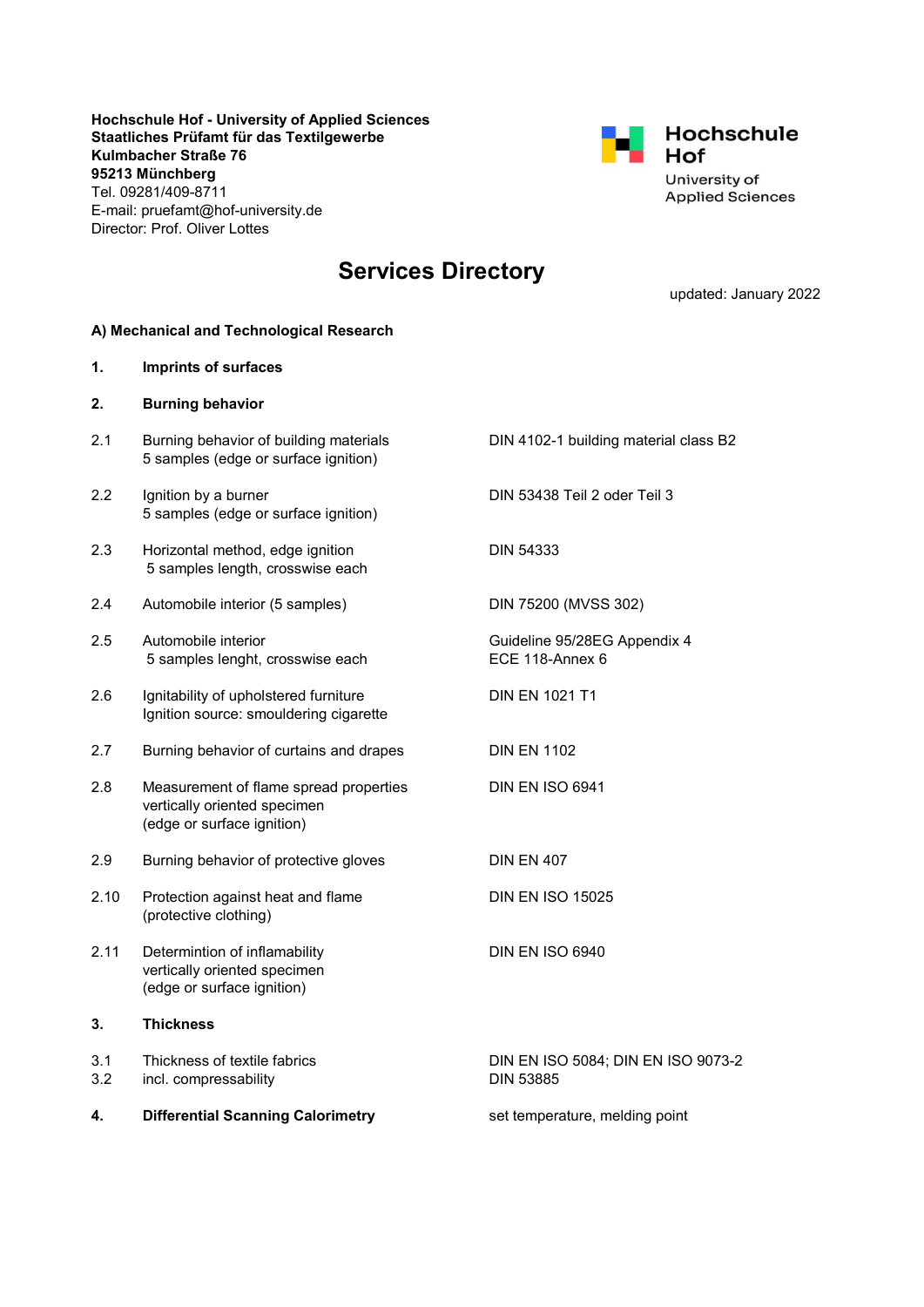**Hochschule Hof - University of Applied Sciences**
**Staatliches Prüfamt für das Textilgewerbe**
**Kulmbacher Straße 76**
**95213 Münchberg**
Tel. 09281/409-8711
E-mail: pruefamt@hof-university.de
Director: Prof. Oliver Lottes

Hochschule Hof
University of Applied Sciences

# Services Directory

updated: January 2022

## A) Mechanical and Technological Research

| | | |
|---|---|---|
| **1.** | **Imprints of surfaces** | |
| **2.** | **Burning behavior** | |
| 2.1 | Burning behavior of building materials<br>5 samples (edge or surface ignition) | DIN 4102-1 building material class B2 |
| 2.2 | Ignition by a burner<br>5 samples (edge or surface ignition) | DIN 53438 Teil 2 oder Teil 3 |
| 2.3 | Horizontal method, edge ignition<br>5 samples length, crosswise each | DIN 54333 |
| 2.4 | Automobile interior (5 samples) | DIN 75200 (MVSS 302) |
| 2.5 | Automobile interior<br>5 samples lenght, crosswise each | Guideline 95/28EG Appendix 4<br>ECE 118-Annex 6 |
| 2.6 | Ignitability of upholstered furniture<br>Ignition source: smouldering cigarette | DIN EN 1021 T1 |
| 2.7 | Burning behavior of curtains and drapes | DIN EN 1102 |
| 2.8 | Measurement of flame spread properties<br>vertically oriented specimen<br>(edge or surface ignition) | DIN EN ISO 6941 |
| 2.9 | Burning behavior of protective gloves | DIN EN 407 |
| 2.10 | Protection against heat and flame<br>(protective clothing) | DIN EN ISO 15025 |
| 2.11 | Determintion of inflamability<br>vertically oriented specimen<br>(edge or surface ignition) | DIN EN ISO 6940 |
| **3.** | **Thickness** | |
| 3.1<br>3.2 | Thickness of textile fabrics<br>incl. compressability | DIN EN ISO 5084; DIN EN ISO 9073-2<br>DIN 53885 |
| **4.** | **Differential Scanning Calorimetry** | set temperature, melding point |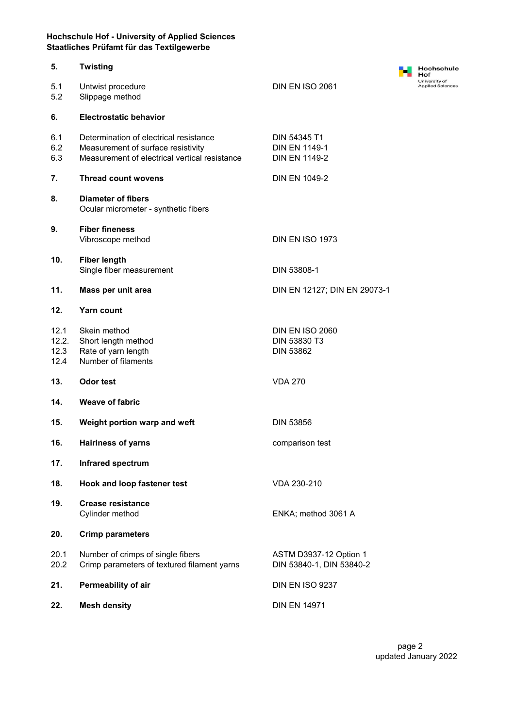| | | |
|---|---|---|
| **5.** | **Twisting** | |
| 5.1 | Untwist procedure | DIN EN ISO 2061 |
| 5.2 | Slippage method | |
| **6.** | **Electrostatic behavior** | |
| 6.1 | Determination of electrical resistance | DIN 54345 T1 |
| 6.2 | Measurement of surface resistivity | DIN EN 1149-1 |
| 6.3 | Measurement of electrical vertical resistance | DIN EN 1149-2 |
| **7.** | **Thread count wovens** | DIN EN 1049-2 |
| **8.** | **Diameter of fibers**<br>Ocular micrometer - synthetic fibers | |
| **9.** | **Fiber fineness**<br>Vibroscope method | DIN EN ISO 1973 |
| **10.** | **Fiber length**<br>Single fiber measurement | DIN 53808-1 |
| **11.** | **Mass per unit area** | DIN EN 12127; DIN EN 29073-1 |
| **12.** | **Yarn count** | |
| 12.1 | Skein method | DIN EN ISO 2060 |
| 12.2. | Short length method | DIN 53830 T3 |
| 12.3 | Rate of yarn length | DIN 53862 |
| 12.4 | Number of filaments | |
| **13.** | **Odor test** | VDA 270 |
| **14.** | **Weave of fabric** | |
| **15.** | **Weight portion warp and weft** | DIN 53856 |
| **16.** | **Hairiness of yarns** | comparison test |
| **17.** | **Infrared spectrum** | |
| **18.** | **Hook and loop fastener test** | VDA 230-210 |
| **19.** | **Crease resistance**<br>Cylinder method | ENKA; method 3061 A |
| **20.** | **Crimp parameters** | |
| 20.1 | Number of crimps of single fibers | ASTM D3937-12 Option 1 |
| 20.2 | Crimp parameters of textured filament yarns | DIN 53840-1, DIN 53840-2 |
| **21.** | **Permeability of air** | DIN EN ISO 9237 |
| **22.** | **Mesh density** | DIN EN 14971 |

updated January 2022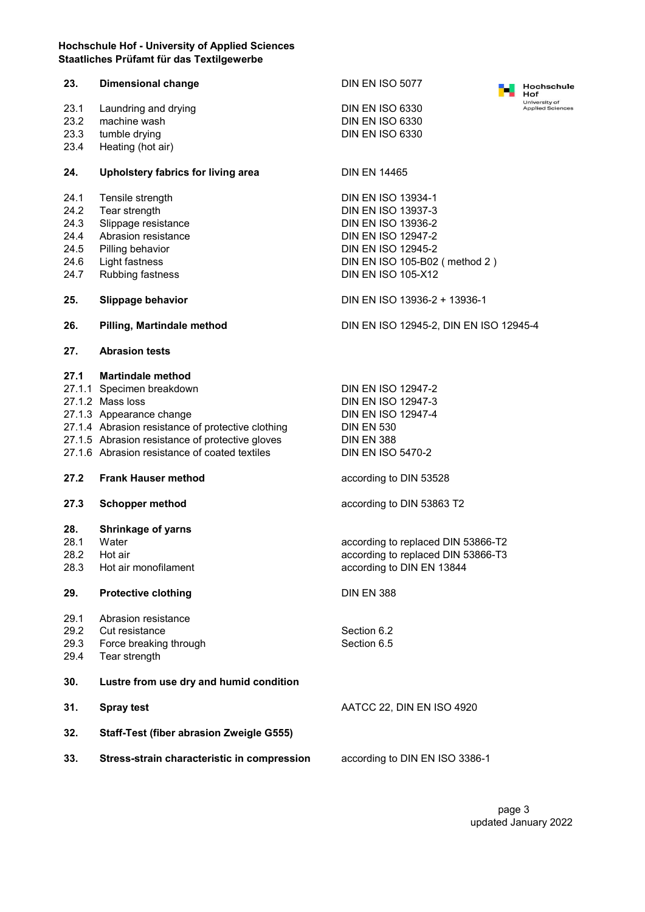| | | |
|---|---|---|
| **23.** | **Dimensional change** | DIN EN ISO 5077 |
| 23.1 | Laundring and drying | DIN EN ISO 6330 |
| 23.2 | machine wash | DIN EN ISO 6330 |
| 23.3 | tumble drying | DIN EN ISO 6330 |
| 23.4 | Heating (hot air) | |
| **24.** | **Upholstery fabrics for living area** | DIN EN 14465 |
| 24.1 | Tensile strength | DIN EN ISO 13934-1 |
| 24.2 | Tear strength | DIN EN ISO 13937-3 |
| 24.3 | Slippage resistance | DIN EN ISO 13936-2 |
| 24.4 | Abrasion resistance | DIN EN ISO 12947-2 |
| 24.5 | Pilling behavior | DIN EN ISO 12945-2 |
| 24.6 | Light fastness | DIN EN ISO 105-B02 ( method 2 ) |
| 24.7 | Rubbing fastness | DIN EN ISO 105-X12 |
| **25.** | **Slippage behavior** | DIN EN ISO 13936-2 + 13936-1 |
| **26.** | **Pilling, Martindale method** | DIN EN ISO 12945-2, DIN EN ISO 12945-4 |
| **27.** | **Abrasion tests** | |
| **27.1** | **Martindale method** | |
| 27.1.1 | Specimen breakdown | DIN EN ISO 12947-2 |
| 27.1.2 | Mass loss | DIN EN ISO 12947-3 |
| 27.1.3 | Appearance change | DIN EN ISO 12947-4 |
| 27.1.4 | Abrasion resistance of protective clothing | DIN EN 530 |
| 27.1.5 | Abrasion resistance of protective gloves | DIN EN 388 |
| 27.1.6 | Abrasion resistance of coated textiles | DIN EN ISO 5470-2 |
| **27.2** | **Frank Hauser method** | according to DIN 53528 |
| **27.3** | **Schopper method** | according to DIN 53863 T2 |
| **28.** | **Shrinkage of yarns** | |
| 28.1 | Water | according to replaced DIN 53866-T2 |
| 28.2 | Hot air | according to replaced DIN 53866-T3 |
| 28.3 | Hot air monofilament | according to DIN EN 13844 |
| **29.** | **Protective clothing** | DIN EN 388 |
| 29.1 | Abrasion resistance | |
| 29.2 | Cut resistance | Section 6.2 |
| 29.3 | Force breaking through | Section 6.5 |
| 29.4 | Tear strength | |
| **30.** | **Lustre from use dry and humid condition** | |
| **31.** | **Spray test** | AATCC 22, DIN EN ISO 4920 |
| **32.** | **Staff-Test (fiber abrasion Zweigle G555)** | |
| **33.** | **Stress-strain characteristic in compression** | according to DIN EN ISO 3386-1 |

updated January 2022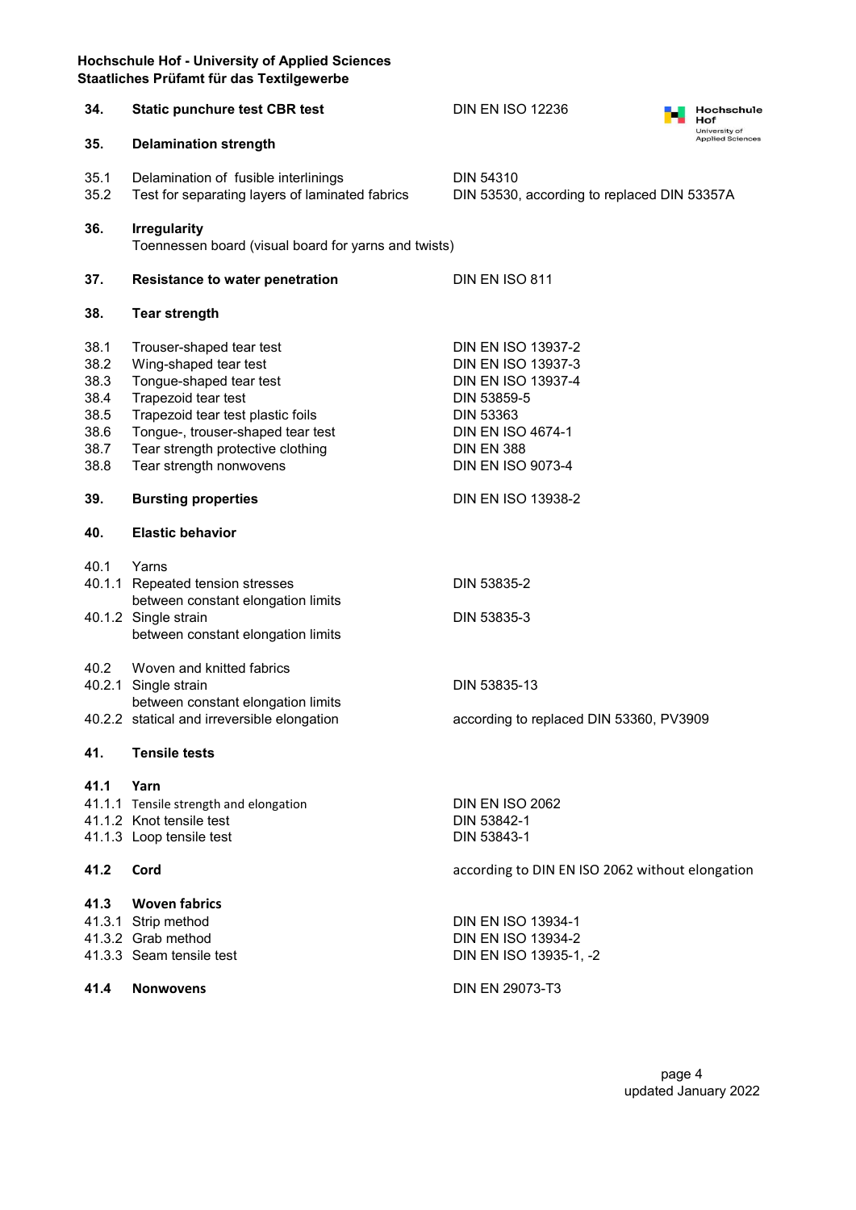| | | |
|---|---|---|
| **34.** | **Static punchure test CBR test** | DIN EN ISO 12236 |
| **35.** | **Delamination strength** | |
| 35.1 | Delamination of fusible interlinings | DIN 54310 |
| 35.2 | Test for separating layers of laminated fabrics | DIN 53530, according to replaced DIN 53357A |
| **36.** | **Irregularity** | |
| | Toennessen board (visual board for yarns and twists) | |
| **37.** | **Resistance to water penetration** | DIN EN ISO 811 |
| **38.** | **Tear strength** | |
| 38.1 | Trouser-shaped tear test | DIN EN ISO 13937-2 |
| 38.2 | Wing-shaped tear test | DIN EN ISO 13937-3 |
| 38.3 | Tongue-shaped tear test | DIN EN ISO 13937-4 |
| 38.4 | Trapezoid tear test | DIN 53859-5 |
| 38.5 | Trapezoid tear test plastic foils | DIN 53363 |
| 38.6 | Tongue-, trouser-shaped tear test | DIN EN ISO 4674-1 |
| 38.7 | Tear strength protective clothing | DIN EN 388 |
| 38.8 | Tear strength nonwovens | DIN EN ISO 9073-4 |
| **39.** | **Bursting properties** | DIN EN ISO 13938-2 |
| **40.** | **Elastic behavior** | |
| 40.1 | Yarns | |
| 40.1.1 | Repeated tension stresses between constant elongation limits | DIN 53835-2 |
| 40.1.2 | Single strain between constant elongation limits | DIN 53835-3 |
| 40.2 | Woven and knitted fabrics | |
| 40.2.1 | Single strain between constant elongation limits | DIN 53835-13 |
| 40.2.2 | statical and irreversible elongation | according to replaced DIN 53360, PV3909 |
| **41.** | **Tensile tests** | |
| **41.1** | **Yarn** | |
| 41.1.1 | Tensile strength and elongation | DIN EN ISO 2062 |
| 41.1.2 | Knot tensile test | DIN 53842-1 |
| 41.1.3 | Loop tensile test | DIN 53843-1 |
| **41.2** | **Cord** | according to DIN EN ISO 2062 without elongation |
| **41.3** | **Woven fabrics** | |
| 41.3.1 | Strip method | DIN EN ISO 13934-1 |
| 41.3.2 | Grab method | DIN EN ISO 13934-2 |
| 41.3.3 | Seam tensile test | DIN EN ISO 13935-1, -2 |
| **41.4** | **Nonwovens** | DIN EN 29073-T3 |

updated January 2022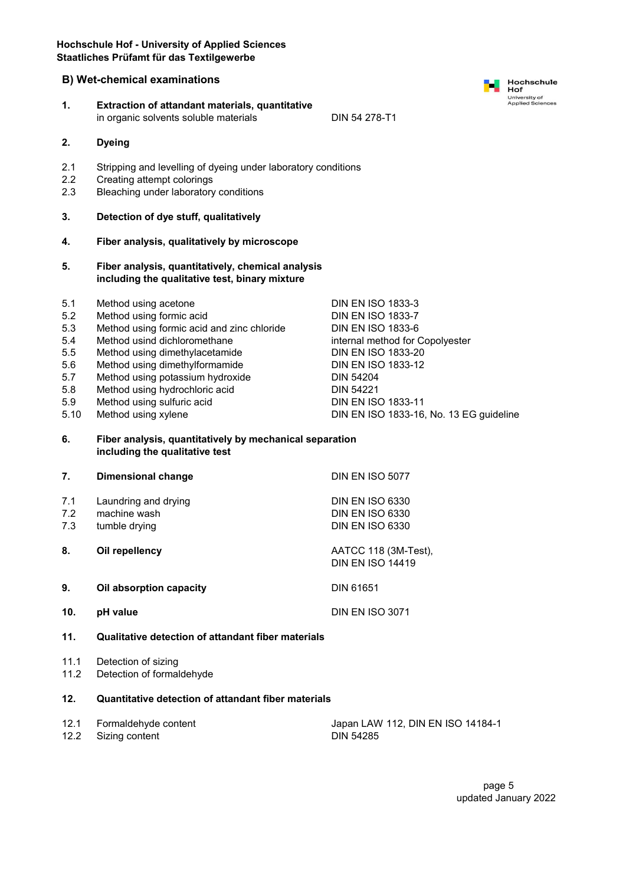## B) Wet-chemical examinations

| | | |
|---|---|---|
| **1.** | **Extraction of attandant materials, quantitative** in organic solvents soluble materials | DIN 54 278-T1 |
| **2.** | **Dyeing** | |
| 2.1 | Stripping and levelling of dyeing under laboratory conditions | |
| 2.2 | Creating attempt colorings | |
| 2.3 | Bleaching under laboratory conditions | |
| **3.** | **Detection of dye stuff, qualitatively** | |
| **4.** | **Fiber analysis, qualitatively by microscope** | |
| **5.** | **Fiber analysis, quantitatively, chemical analysis including the qualitative test, binary mixture** | |
| 5.1 | Method using acetone | DIN EN ISO 1833-3 |
| 5.2 | Method using formic acid | DIN EN ISO 1833-7 |
| 5.3 | Method using formic acid and zinc chloride | DIN EN ISO 1833-6 |
| 5.4 | Method usind dichloromethane | internal method for Copolyester |
| 5.5 | Method using dimethylacetamide | DIN EN ISO 1833-20 |
| 5.6 | Method using dimethylformamide | DIN EN ISO 1833-12 |
| 5.7 | Method using potassium hydroxide | DIN 54204 |
| 5.8 | Method using hydrochloric acid | DIN 54221 |
| 5.9 | Method using sulfuric acid | DIN EN ISO 1833-11 |
| 5.10 | Method using xylene | DIN EN ISO 1833-16, No. 13 EG guideline |
| **6.** | **Fiber analysis, quantitatively by mechanical separation including the qualitative test** | |
| **7.** | **Dimensional change** | DIN EN ISO 5077 |
| 7.1 | Laundring and drying | DIN EN ISO 6330 |
| 7.2 | machine wash | DIN EN ISO 6330 |
| 7.3 | tumble drying | DIN EN ISO 6330 |
| **8.** | **Oil repellency** | AATCC 118 (3M-Test), DIN EN ISO 14419 |
| **9.** | **Oil absorption capacity** | DIN 61651 |
| **10.** | **pH value** | DIN EN ISO 3071 |
| **11.** | **Qualitative detection of attandant fiber materials** | |
| 11.1 | Detection of sizing | |
| 11.2 | Detection of formaldehyde | |
| **12.** | **Quantitative detection of attandant fiber materials** | |
| 12.1 | Formaldehyde content | Japan LAW 112, DIN EN ISO 14184-1 |
| 12.2 | Sizing content | DIN 54285 |

updated January 2022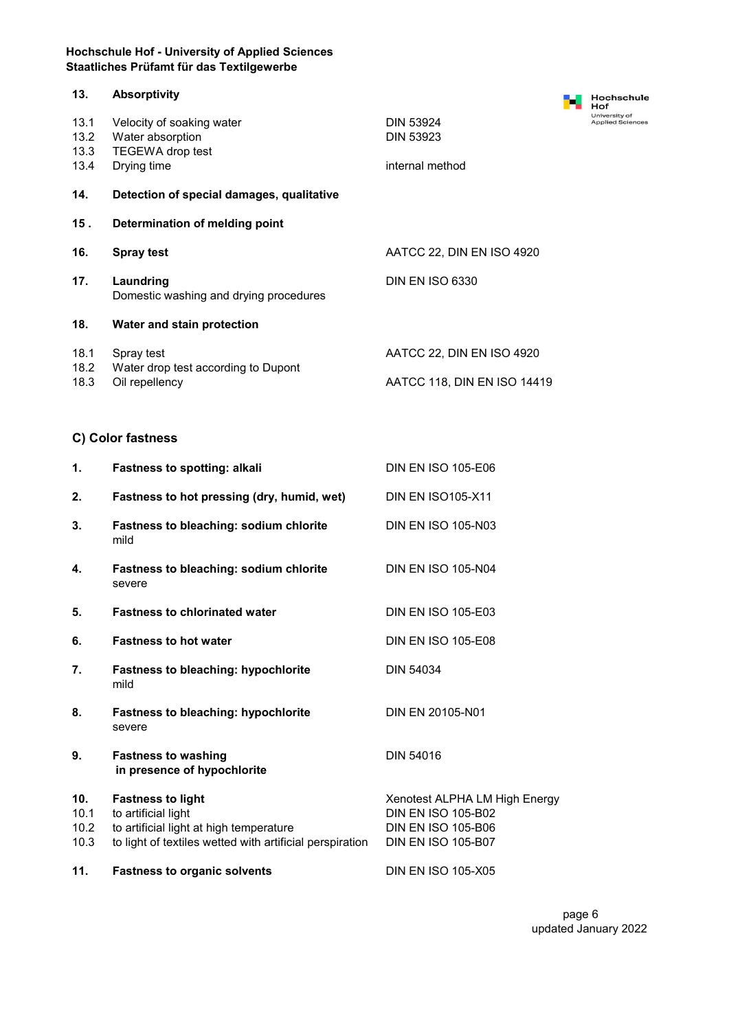**Hochschule Hof - University of Applied Sciences**
**Staatliches Prüfamt für das Textilgewerbe**

| | | |
|---|---|---|
| **13.** | **Absorptivity** | |
| 13.1 | Velocity of soaking water | DIN 53924 |
| 13.2 | Water absorption | DIN 53923 |
| 13.3 | TEGEWA drop test | |
| 13.4 | Drying time | internal method |
| **14.** | **Detection of special damages, qualitative** | |
| **15 .** | **Determination of melding point** | |
| **16.** | **Spray test** | AATCC 22, DIN EN ISO 4920 |
| **17.** | **Laundring** Domestic washing and drying procedures | DIN EN ISO 6330 |
| **18.** | **Water and stain protection** | |
| 18.1 | Spray test | AATCC 22, DIN EN ISO 4920 |
| 18.2 | Water drop test according to Dupont | |
| 18.3 | Oil repellency | AATCC 118, DIN EN ISO 14419 |

## C) Color fastness

| | | |
|---|---|---|
| **1.** | **Fastness to spotting: alkali** | DIN EN ISO 105-E06 |
| **2.** | **Fastness to hot pressing (dry, humid, wet)** | DIN EN ISO105-X11 |
| **3.** | **Fastness to bleaching: sodium chlorite** mild | DIN EN ISO 105-N03 |
| **4.** | **Fastness to bleaching: sodium chlorite** severe | DIN EN ISO 105-N04 |
| **5.** | **Fastness to chlorinated water** | DIN EN ISO 105-E03 |
| **6.** | **Fastness to hot water** | DIN EN ISO 105-E08 |
| **7.** | **Fastness to bleaching: hypochlorite** mild | DIN 54034 |
| **8.** | **Fastness to bleaching: hypochlorite** severe | DIN EN 20105-N01 |
| **9.** | **Fastness to washing in presence of hypochlorite** | DIN 54016 |
| **10.** | **Fastness to light** | Xenotest ALPHA LM High Energy |
| 10.1 | to artificial light | DIN EN ISO 105-B02 |
| 10.2 | to artificial light at high temperature | DIN EN ISO 105-B06 |
| 10.3 | to light of textiles wetted with artificial perspiration | DIN EN ISO 105-B07 |
| **11.** | **Fastness to organic solvents** | DIN EN ISO 105-X05 |

updated January 2022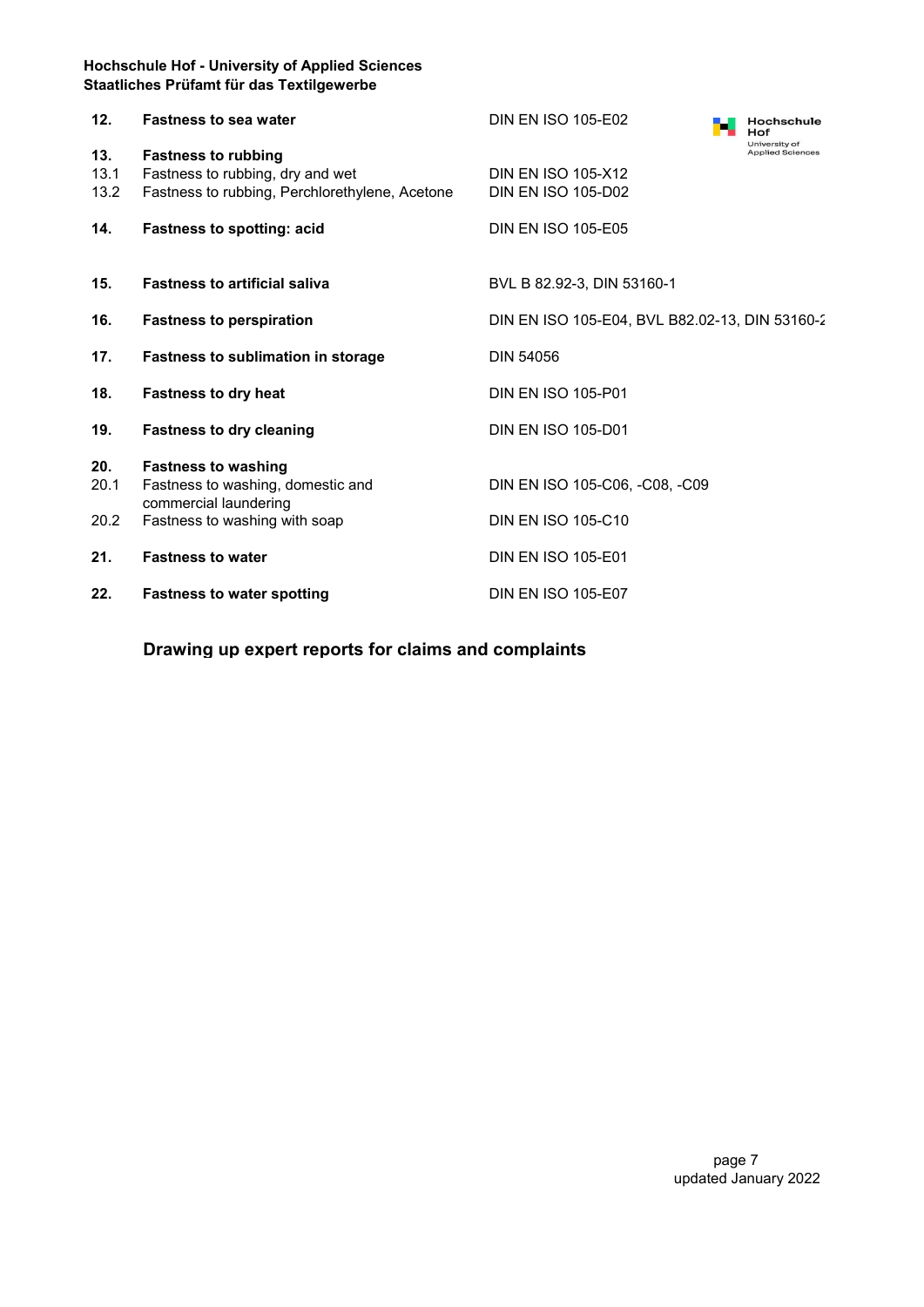| | | |
|---|---|---|
| **12.** | **Fastness to sea water** | DIN EN ISO 105-E02 |
| **13.** | **Fastness to rubbing** | |
| 13.1 | Fastness to rubbing, dry and wet | DIN EN ISO 105-X12 |
| 13.2 | Fastness to rubbing, Perchlorethylene, Acetone | DIN EN ISO 105-D02 |
| **14.** | **Fastness to spotting: acid** | DIN EN ISO 105-E05 |
| **15.** | **Fastness to artificial saliva** | BVL B 82.92-3, DIN 53160-1 |
| **16.** | **Fastness to perspiration** | DIN EN ISO 105-E04, BVL B82.02-13, DIN 53160-2 |
| **17.** | **Fastness to sublimation in storage** | DIN 54056 |
| **18.** | **Fastness to dry heat** | DIN EN ISO 105-P01 |
| **19.** | **Fastness to dry cleaning** | DIN EN ISO 105-D01 |
| **20.** | **Fastness to washing** | |
| 20.1 | Fastness to washing, domestic and commercial laundering | DIN EN ISO 105-C06, -C08, -C09 |
| 20.2 | Fastness to washing with soap | DIN EN ISO 105-C10 |
| **21.** | **Fastness to water** | DIN EN ISO 105-E01 |
| **22.** | **Fastness to water spotting** | DIN EN ISO 105-E07 |

## Drawing up expert reports for claims and complaints